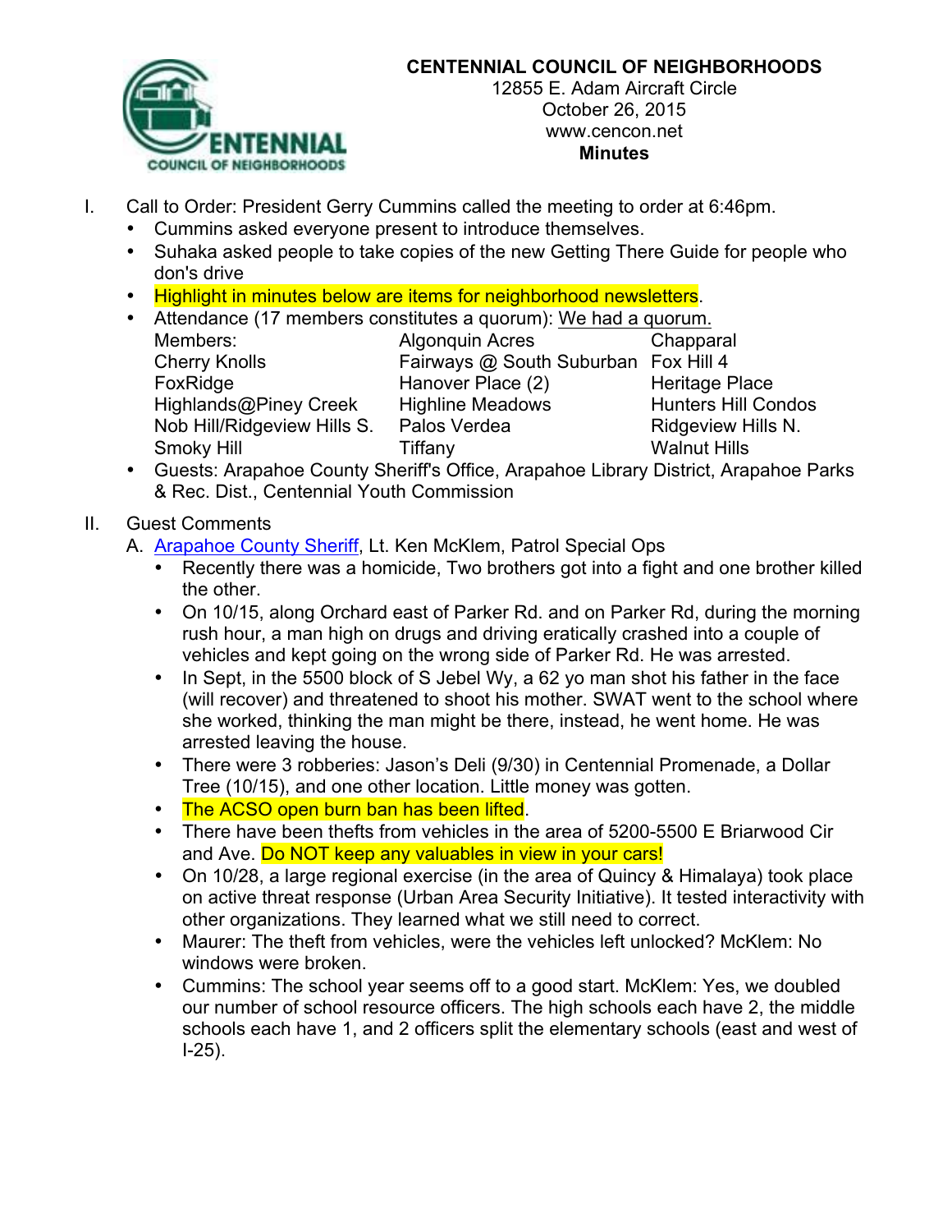**CENTENNIAL COUNCIL OF NEIGHBORHOODS**
12855 E. Adam Aircraft Circle
October 26, 2015
www.cencon.net
**Minutes**

I. Call to Order: President Gerry Cummins called the meeting to order at 6:46pm.
   - Cummins asked everyone present to introduce themselves.
   - Suhaka asked people to take copies of the new Getting There Guide for people who don's drive
   - Highlight in minutes below are items for neighborhood newsletters.
   - Attendance (17 members constitutes a quorum): We had a quorum.

| Members: | Algonquin Acres | Chapparal |
|---|---|---|
| Cherry Knolls | Fairways @ South Suburban | Fox Hill 4 |
| FoxRidge | Hanover Place (2) | Heritage Place |
| Highlands@Piney Creek | Highline Meadows | Hunters Hill Condos |
| Nob Hill/Ridgeview Hills S. | Palos Verdea | Ridgeview Hills N. |
| Smoky Hill | Tiffany | Walnut Hills |

   - Guests: Arapahoe County Sheriff's Office, Arapahoe Library District, Arapahoe Parks & Rec. Dist., Centennial Youth Commission

II. Guest Comments
   A. Arapahoe County Sheriff, Lt. Ken McKlem, Patrol Special Ops
      - Recently there was a homicide, Two brothers got into a fight and one brother killed the other.
      - On 10/15, along Orchard east of Parker Rd. and on Parker Rd, during the morning rush hour, a man high on drugs and driving eratically crashed into a couple of vehicles and kept going on the wrong side of Parker Rd. He was arrested.
      - In Sept, in the 5500 block of S Jebel Wy, a 62 yo man shot his father in the face (will recover) and threatened to shoot his mother. SWAT went to the school where she worked, thinking the man might be there, instead, he went home. He was arrested leaving the house.
      - There were 3 robberies: Jason's Deli (9/30) in Centennial Promenade, a Dollar Tree (10/15), and one other location. Little money was gotten.
      - The ACSO open burn ban has been lifted.
      - There have been thefts from vehicles in the area of 5200-5500 E Briarwood Cir and Ave. Do NOT keep any valuables in view in your cars!
      - On 10/28, a large regional exercise (in the area of Quincy & Himalaya) took place on active threat response (Urban Area Security Initiative). It tested interactivity with other organizations. They learned what we still need to correct.
      - Maurer: The theft from vehicles, were the vehicles left unlocked? McKlem: No windows were broken.
      - Cummins: The school year seems off to a good start. McKlem: Yes, we doubled our number of school resource officers. The high schools each have 2, the middle schools each have 1, and 2 officers split the elementary schools (east and west of I-25).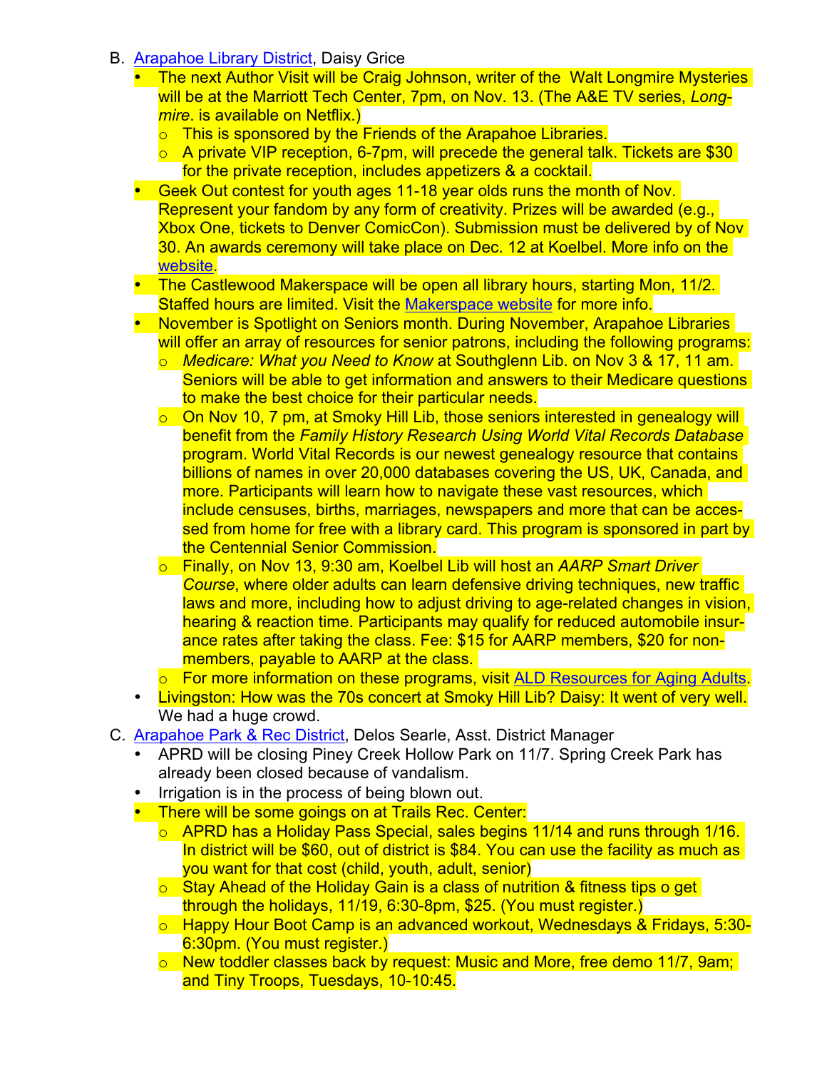B. [Arapahoe Library District](), Daisy Grice

- The next Author Visit will be Craig Johnson, writer of the Walt Longmire Mysteries will be at the Marriott Tech Center, 7pm, on Nov. 13. (The A&E TV series, *Long-mire*. is available on Netflix.)
  - This is sponsored by the Friends of the Arapahoe Libraries.
  - A private VIP reception, 6-7pm, will precede the general talk. Tickets are $30 for the private reception, includes appetizers & a cocktail.
- Geek Out contest for youth ages 11-18 year olds runs the month of Nov. Represent your fandom by any form of creativity. Prizes will be awarded (e.g., Xbox One, tickets to Denver ComicCon). Submission must be delivered by of Nov 30. An awards ceremony will take place on Dec. 12 at Koelbel. More info on the [website]().
- The Castlewood Makerspace will be open all library hours, starting Mon, 11/2. Staffed hours are limited. Visit the [Makerspace website]() for more info.
- November is Spotlight on Seniors month. During November, Arapahoe Libraries will offer an array of resources for senior patrons, including the following programs:
  - *Medicare: What you Need to Know* at Southglenn Lib. on Nov 3 & 17, 11 am. Seniors will be able to get information and answers to their Medicare questions to make the best choice for their particular needs.
  - On Nov 10, 7 pm, at Smoky Hill Lib, those seniors interested in genealogy will benefit from the *Family History Research Using World Vital Records Database* program. World Vital Records is our newest genealogy resource that contains billions of names in over 20,000 databases covering the US, UK, Canada, and more. Participants will learn how to navigate these vast resources, which include censuses, births, marriages, newspapers and more that can be accessed from home for free with a library card. This program is sponsored in part by the Centennial Senior Commission.
  - Finally, on Nov 13, 9:30 am, Koelbel Lib will host an *AARP Smart Driver Course*, where older adults can learn defensive driving techniques, new traffic laws and more, including how to adjust driving to age-related changes in vision, hearing & reaction time. Participants may qualify for reduced automobile insurance rates after taking the class. Fee: $15 for AARP members, $20 for non-members, payable to AARP at the class.
  - For more information on these programs, visit [ALD Resources for Aging Adults]().
- Livingston: How was the 70s concert at Smoky Hill Lib? Daisy: It went of very well. We had a huge crowd.

C. [Arapahoe Park & Rec District](), Delos Searle, Asst. District Manager

- APRD will be closing Piney Creek Hollow Park on 11/7. Spring Creek Park has already been closed because of vandalism.
- Irrigation is in the process of being blown out.
- There will be some goings on at Trails Rec. Center:
  - APRD has a Holiday Pass Special, sales begins 11/14 and runs through 1/16. In district will be $60, out of district is $84. You can use the facility as much as you want for that cost (child, youth, adult, senior)
  - Stay Ahead of the Holiday Gain is a class of nutrition & fitness tips o get through the holidays, 11/19, 6:30-8pm, $25. (You must register.)
  - Happy Hour Boot Camp is an advanced workout, Wednesdays & Fridays, 5:30-6:30pm. (You must register.)
  - New toddler classes back by request: Music and More, free demo 11/7, 9am; and Tiny Troops, Tuesdays, 10-10:45.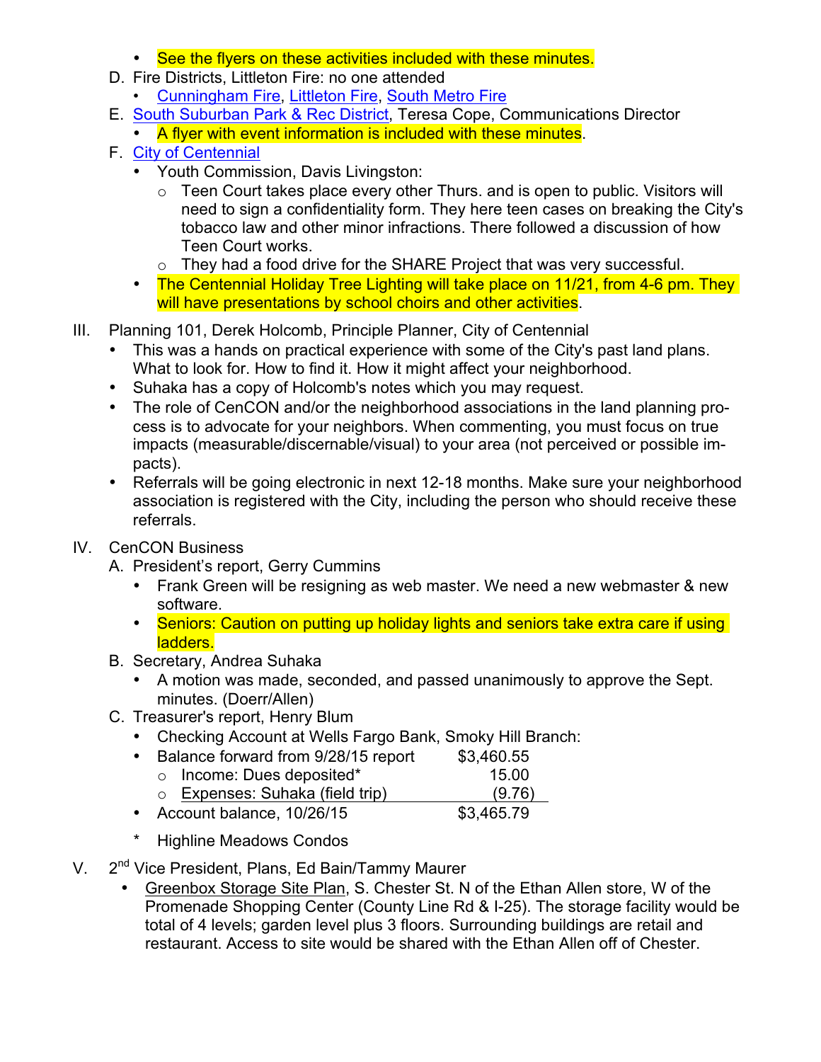- See the flyers on these activities included with these minutes.

D. Fire Districts, Littleton Fire: no one attended
   - Cunningham Fire, Littleton Fire, South Metro Fire

E. South Suburban Park & Rec District, Teresa Cope, Communications Director
   - A flyer with event information is included with these minutes.

F. City of Centennial
   - Youth Commission, Davis Livingston:
     - Teen Court takes place every other Thurs. and is open to public. Visitors will need to sign a confidentiality form. They here teen cases on breaking the City's tobacco law and other minor infractions. There followed a discussion of how Teen Court works.
     - They had a food drive for the SHARE Project that was very successful.
   - The Centennial Holiday Tree Lighting will take place on 11/21, from 4-6 pm. They will have presentations by school choirs and other activities.

III. Planning 101, Derek Holcomb, Principle Planner, City of Centennial
   - This was a hands on practical experience with some of the City's past land plans. What to look for. How to find it. How it might affect your neighborhood.
   - Suhaka has a copy of Holcomb's notes which you may request.
   - The role of CenCON and/or the neighborhood associations in the land planning process is to advocate for your neighbors. When commenting, you must focus on true impacts (measurable/discernable/visual) to your area (not perceived or possible impacts).
   - Referrals will be going electronic in next 12-18 months. Make sure your neighborhood association is registered with the City, including the person who should receive these referrals.

IV. CenCON Business

A. President's report, Gerry Cummins
   - Frank Green will be resigning as web master. We need a new webmaster & new software.
   - Seniors: Caution on putting up holiday lights and seniors take extra care if using ladders.

B. Secretary, Andrea Suhaka
   - A motion was made, seconded, and passed unanimously to approve the Sept. minutes. (Doerr/Allen)

C. Treasurer's report, Henry Blum
   - Checking Account at Wells Fargo Bank, Smoky Hill Branch:
   - Balance forward from 9/28/15 report $3,460.55
     - Income: Dues deposited* 15.00
     - Expenses: Suhaka (field trip) (9.76)
   - Account balance, 10/26/15 $3,465.79

   \* Highline Meadows Condos

V. 2nd Vice President, Plans, Ed Bain/Tammy Maurer
   - Greenbox Storage Site Plan, S. Chester St. N of the Ethan Allen store, W of the Promenade Shopping Center (County Line Rd & I-25). The storage facility would be total of 4 levels; garden level plus 3 floors. Surrounding buildings are retail and restaurant. Access to site would be shared with the Ethan Allen off of Chester.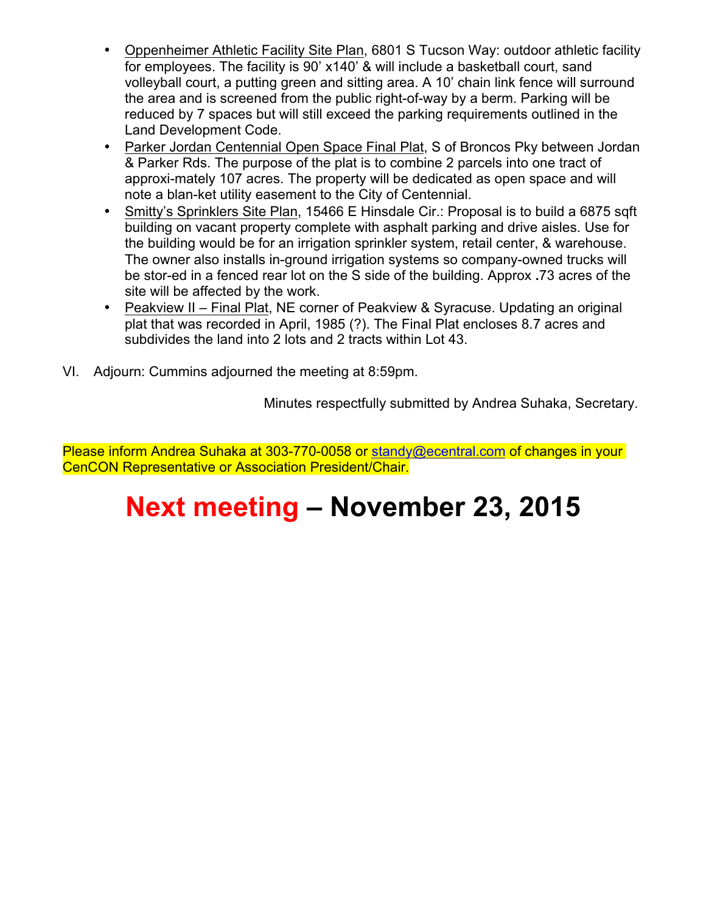- Oppenheimer Athletic Facility Site Plan, 6801 S Tucson Way: outdoor athletic facility for employees. The facility is 90' x140' & will include a basketball court, sand volleyball court, a putting green and sitting area. A 10' chain link fence will surround the area and is screened from the public right-of-way by a berm. Parking will be reduced by 7 spaces but will still exceed the parking requirements outlined in the Land Development Code.
- Parker Jordan Centennial Open Space Final Plat, S of Broncos Pky between Jordan & Parker Rds. The purpose of the plat is to combine 2 parcels into one tract of approxi-mately 107 acres. The property will be dedicated as open space and will note a blan-ket utility easement to the City of Centennial.
- Smitty's Sprinklers Site Plan, 15466 E Hinsdale Cir.: Proposal is to build a 6875 sqft building on vacant property complete with asphalt parking and drive aisles. Use for the building would be for an irrigation sprinkler system, retail center, & warehouse. The owner also installs in-ground irrigation systems so company-owned trucks will be stor-ed in a fenced rear lot on the S side of the building. Approx .73 acres of the site will be affected by the work.
- Peakview II – Final Plat, NE corner of Peakview & Syracuse. Updating an original plat that was recorded in April, 1985 (?). The Final Plat encloses 8.7 acres and subdivides the land into 2 lots and 2 tracts within Lot 43.

VI. Adjourn: Cummins adjourned the meeting at 8:59pm.

Minutes respectfully submitted by Andrea Suhaka, Secretary.

Please inform Andrea Suhaka at 303-770-0058 or standy@ecentral.com of changes in your CenCON Representative or Association President/Chair.

# Next meeting – November 23, 2015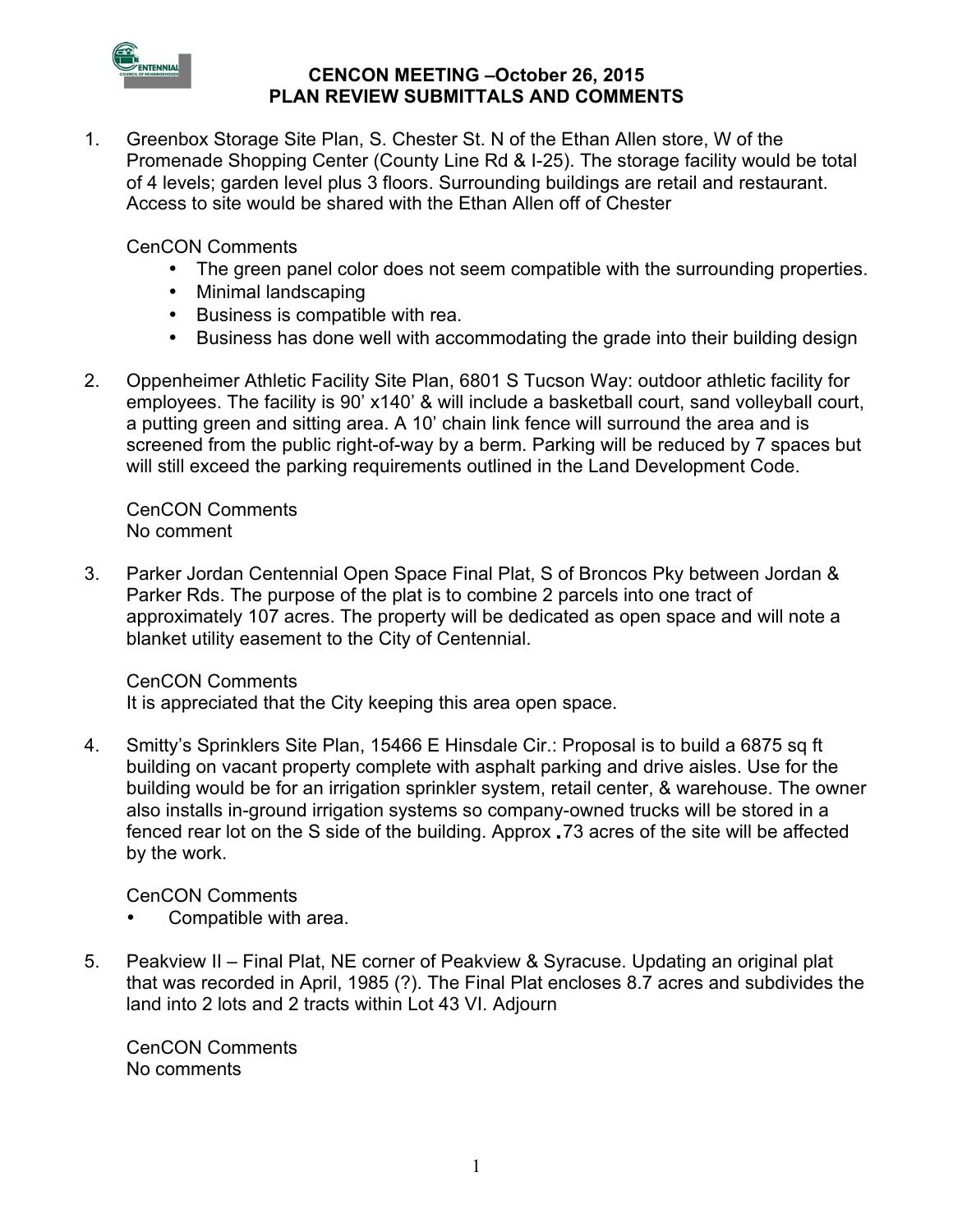# CENCON MEETING –October 26, 2015
## PLAN REVIEW SUBMITTALS AND COMMENTS

1. Greenbox Storage Site Plan, S. Chester St. N of the Ethan Allen store, W of the Promenade Shopping Center (County Line Rd & I-25). The storage facility would be total of 4 levels; garden level plus 3 floors. Surrounding buildings are retail and restaurant. Access to site would be shared with the Ethan Allen off of Chester

   CenCON Comments
   - The green panel color does not seem compatible with the surrounding properties.
   - Minimal landscaping
   - Business is compatible with rea.
   - Business has done well with accommodating the grade into their building design

2. Oppenheimer Athletic Facility Site Plan, 6801 S Tucson Way: outdoor athletic facility for employees. The facility is 90' x140' & will include a basketball court, sand volleyball court, a putting green and sitting area. A 10' chain link fence will surround the area and is screened from the public right-of-way by a berm. Parking will be reduced by 7 spaces but will still exceed the parking requirements outlined in the Land Development Code.

   CenCON Comments
   No comment

3. Parker Jordan Centennial Open Space Final Plat, S of Broncos Pky between Jordan & Parker Rds. The purpose of the plat is to combine 2 parcels into one tract of approximately 107 acres. The property will be dedicated as open space and will note a blanket utility easement to the City of Centennial.

   CenCON Comments
   It is appreciated that the City keeping this area open space.

4. Smitty's Sprinklers Site Plan, 15466 E Hinsdale Cir.: Proposal is to build a 6875 sq ft building on vacant property complete with asphalt parking and drive aisles. Use for the building would be for an irrigation sprinkler system, retail center, & warehouse. The owner also installs in-ground irrigation systems so company-owned trucks will be stored in a fenced rear lot on the S side of the building. Approx .73 acres of the site will be affected by the work.

   CenCON Comments
   - Compatible with area.

5. Peakview II – Final Plat, NE corner of Peakview & Syracuse. Updating an original plat that was recorded in April, 1985 (?). The Final Plat encloses 8.7 acres and subdivides the land into 2 lots and 2 tracts within Lot 43 VI. Adjourn

   CenCON Comments
   No comments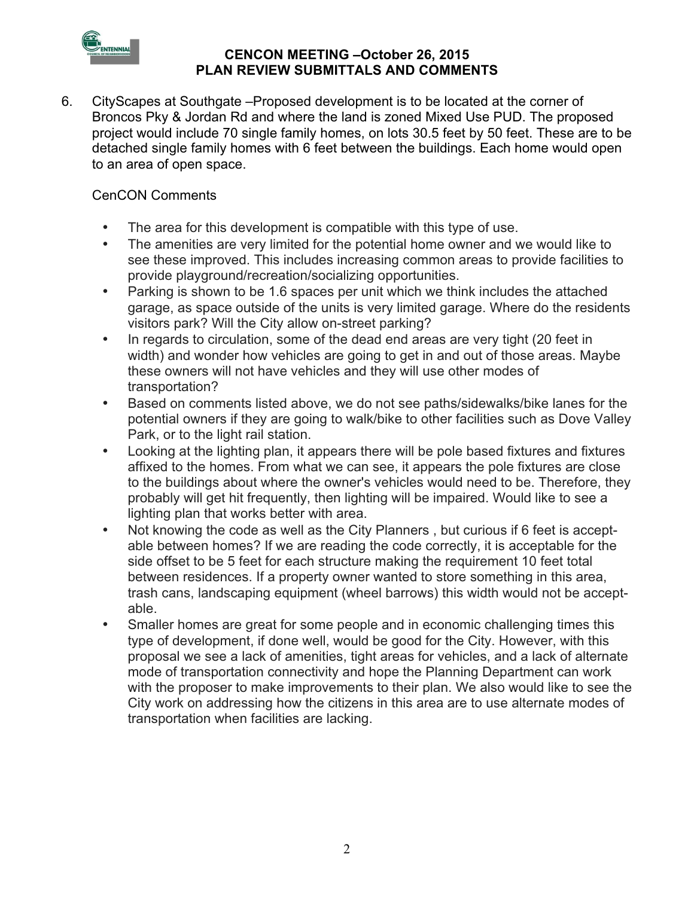# CENCON MEETING –October 26, 2015
## PLAN REVIEW SUBMITTALS AND COMMENTS

6. CityScapes at Southgate –Proposed development is to be located at the corner of Broncos Pky & Jordan Rd and where the land is zoned Mixed Use PUD. The proposed project would include 70 single family homes, on lots 30.5 feet by 50 feet. These are to be detached single family homes with 6 feet between the buildings. Each home would open to an area of open space.

   CenCON Comments

   - The area for this development is compatible with this type of use.
   - The amenities are very limited for the potential home owner and we would like to see these improved. This includes increasing common areas to provide facilities to provide playground/recreation/socializing opportunities.
   - Parking is shown to be 1.6 spaces per unit which we think includes the attached garage, as space outside of the units is very limited garage. Where do the residents visitors park? Will the City allow on-street parking?
   - In regards to circulation, some of the dead end areas are very tight (20 feet in width) and wonder how vehicles are going to get in and out of those areas. Maybe these owners will not have vehicles and they will use other modes of transportation?
   - Based on comments listed above, we do not see paths/sidewalks/bike lanes for the potential owners if they are going to walk/bike to other facilities such as Dove Valley Park, or to the light rail station.
   - Looking at the lighting plan, it appears there will be pole based fixtures and fixtures affixed to the homes. From what we can see, it appears the pole fixtures are close to the buildings about where the owner's vehicles would need to be. Therefore, they probably will get hit frequently, then lighting will be impaired. Would like to see a lighting plan that works better with area.
   - Not knowing the code as well as the City Planners , but curious if 6 feet is acceptable between homes? If we are reading the code correctly, it is acceptable for the side offset to be 5 feet for each structure making the requirement 10 feet total between residences. If a property owner wanted to store something in this area, trash cans, landscaping equipment (wheel barrows) this width would not be acceptable.
   - Smaller homes are great for some people and in economic challenging times this type of development, if done well, would be good for the City. However, with this proposal we see a lack of amenities, tight areas for vehicles, and a lack of alternate mode of transportation connectivity and hope the Planning Department can work with the proposer to make improvements to their plan. We also would like to see the City work on addressing how the citizens in this area are to use alternate modes of transportation when facilities are lacking.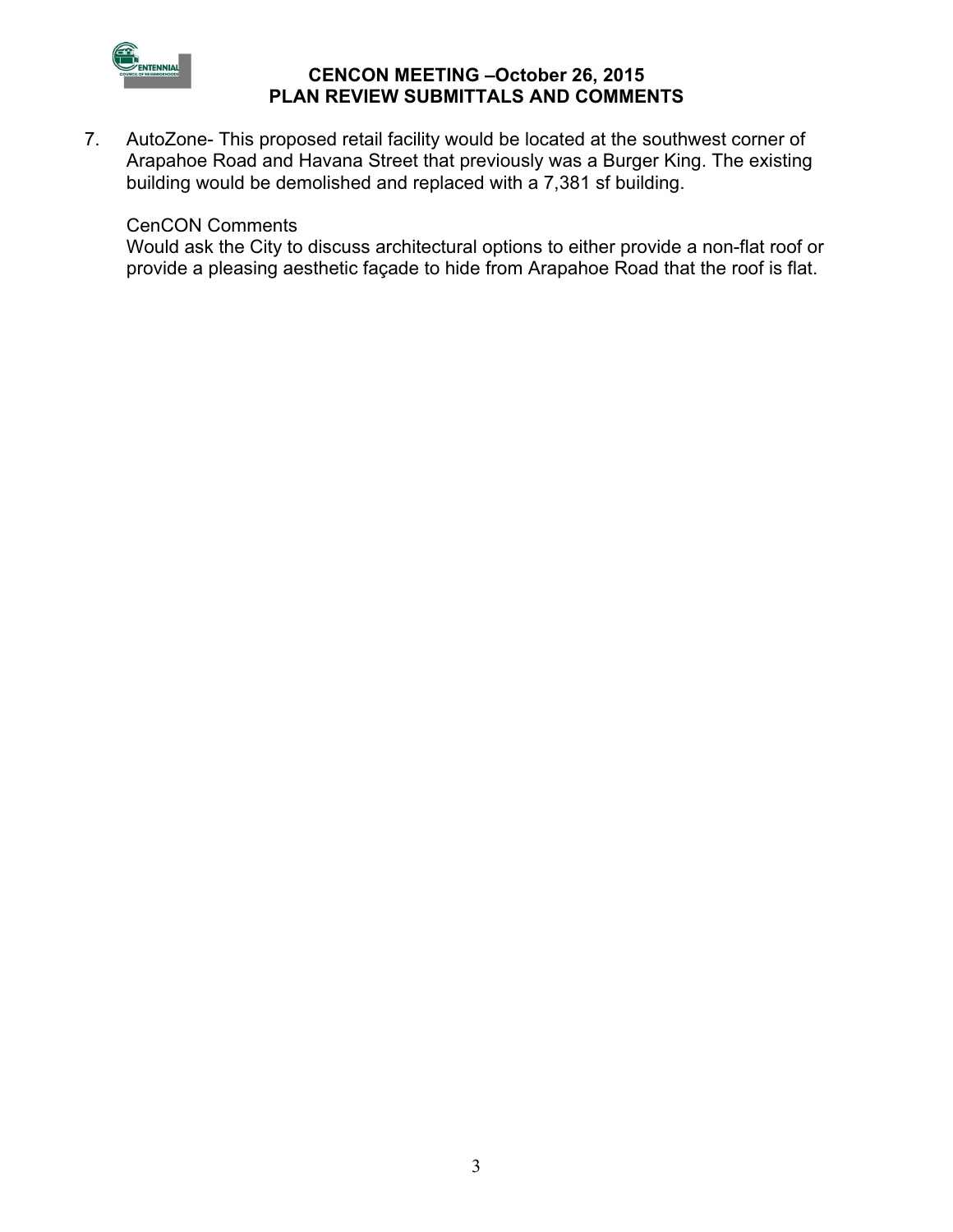7. AutoZone- This proposed retail facility would be located at the southwest corner of Arapahoe Road and Havana Street that previously was a Burger King. The existing building would be demolished and replaced with a 7,381 sf building.

   CenCON Comments
   Would ask the City to discuss architectural options to either provide a non-flat roof or provide a pleasing aesthetic façade to hide from Arapahoe Road that the roof is flat.